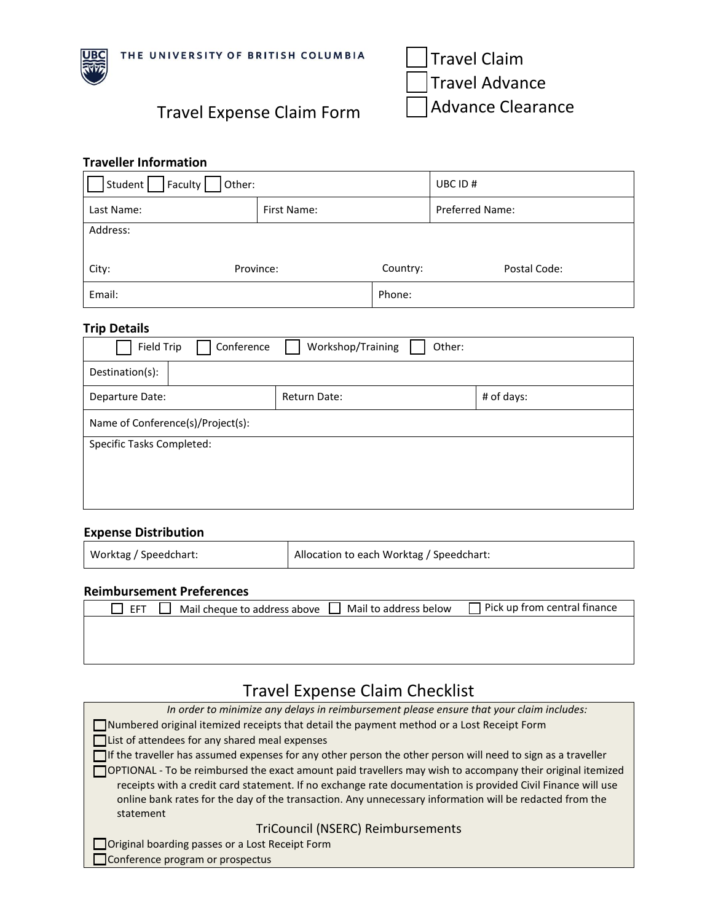THE UNIVERSITY OF BRITISH COLUMBIA

# Travel Expense Claim Form

☐ Travel Claim
☐ Travel Advance
☐ Advance Clearance

### Traveller Information

| | | |
|---|---|---|
| ☐ Student ☐ Faculty ☐ Other: | | UBC ID # |
| Last Name: | First Name: | Preferred Name: |
| Address: | | |
| City: Province: | Country: | Postal Code: |
| Email: | Phone: | |

### Trip Details

| | | |
|---|---|---|
| ☐ Field Trip ☐ Conference ☐ Workshop/Training ☐ Other: | | |
| Destination(s): | | |
| Departure Date: | Return Date: | # of days: |
| Name of Conference(s)/Project(s): | | |
| Specific Tasks Completed: | | |

### Expense Distribution

| | |
|---|---|
| Worktag / Speedchart: | Allocation to each Worktag / Speedchart: |

### Reimbursement Preferences

☐ EFT ☐ Mail cheque to address above ☐ Mail to address below ☐ Pick up from central finance

## Travel Expense Claim Checklist

*In order to minimize any delays in reimbursement please ensure that your claim includes:*

- ☐ Numbered original itemized receipts that detail the payment method or a Lost Receipt Form
- ☐ List of attendees for any shared meal expenses
- ☐ If the traveller has assumed expenses for any other person the other person will need to sign as a traveller
- ☐ OPTIONAL - To be reimbursed the exact amount paid travellers may wish to accompany their original itemized receipts with a credit card statement. If no exchange rate documentation is provided Civil Finance will use online bank rates for the day of the transaction. Any unnecessary information will be redacted from the statement

### TriCouncil (NSERC) Reimbursements

- ☐ Original boarding passes or a Lost Receipt Form
- ☐ Conference program or prospectus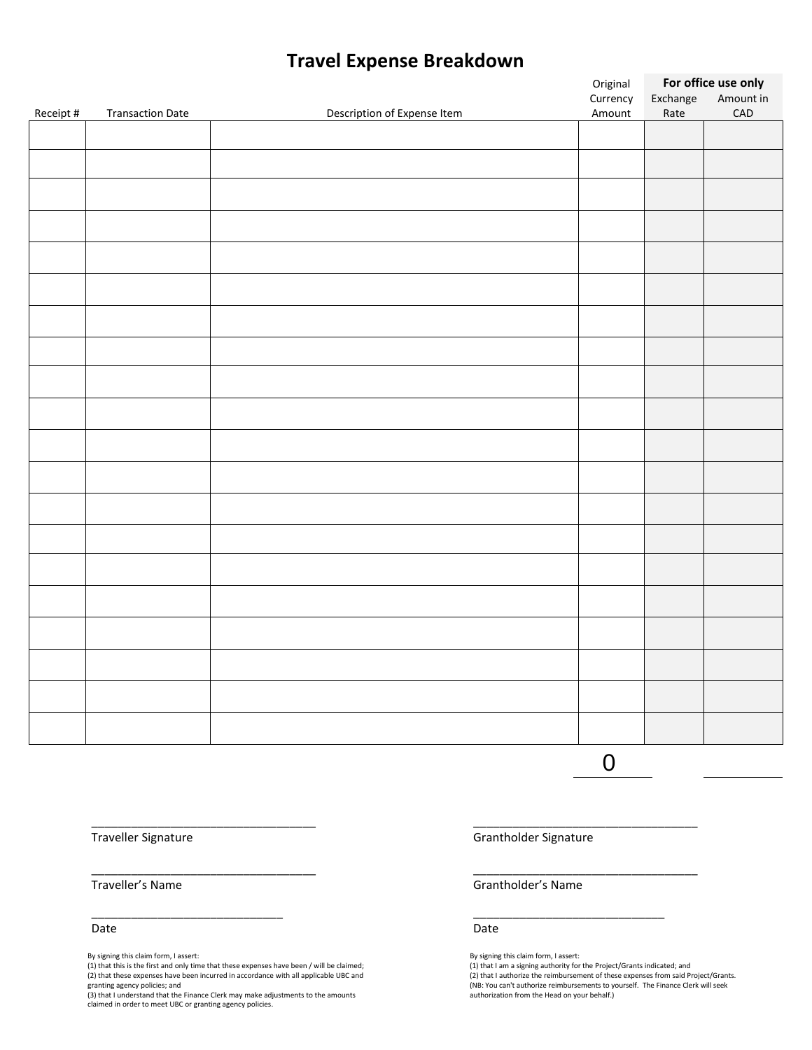# Travel Expense Breakdown

| Receipt # | Transaction Date | Description of Expense Item | Original Currency Amount | For office use only | |
|---|---|---|---|---|---|
| | | | | Exchange Rate | Amount in CAD |
| | | | | | |
| | | | | | |
| | | | | | |
| | | | | | |
| | | | | | |
| | | | | | |
| | | | | | |
| | | | | | |
| | | | | | |
| | | | | | |
| | | | | | |
| | | | | | |
| | | | | | |
| | | | | | |
| | | | | | |
| | | | | | |
| | | | | | |
| | | | | | |
| | | | | | |
| | | | | | |
| | | | 0 | | |

___________________________________
Traveller Signature

___________________________________
Traveller's Name

______________________________
Date

By signing this claim form, I assert:
(1) that this is the first and only time that these expenses have been / will be claimed;
(2) that these expenses have been incurred in accordance with all applicable UBC and granting agency policies; and
(3) that I understand that the Finance Clerk may make adjustments to the amounts claimed in order to meet UBC or granting agency policies.

___________________________________
Grantholder Signature

___________________________________
Grantholder's Name

______________________________
Date

By signing this claim form, I assert:
(1) that I am a signing authority for the Project/Grants indicated; and
(2) that I authorize the reimbursement of these expenses from said Project/Grants.
(NB: You can't authorize reimbursements to yourself. The Finance Clerk will seek authorization from the Head on your behalf.)